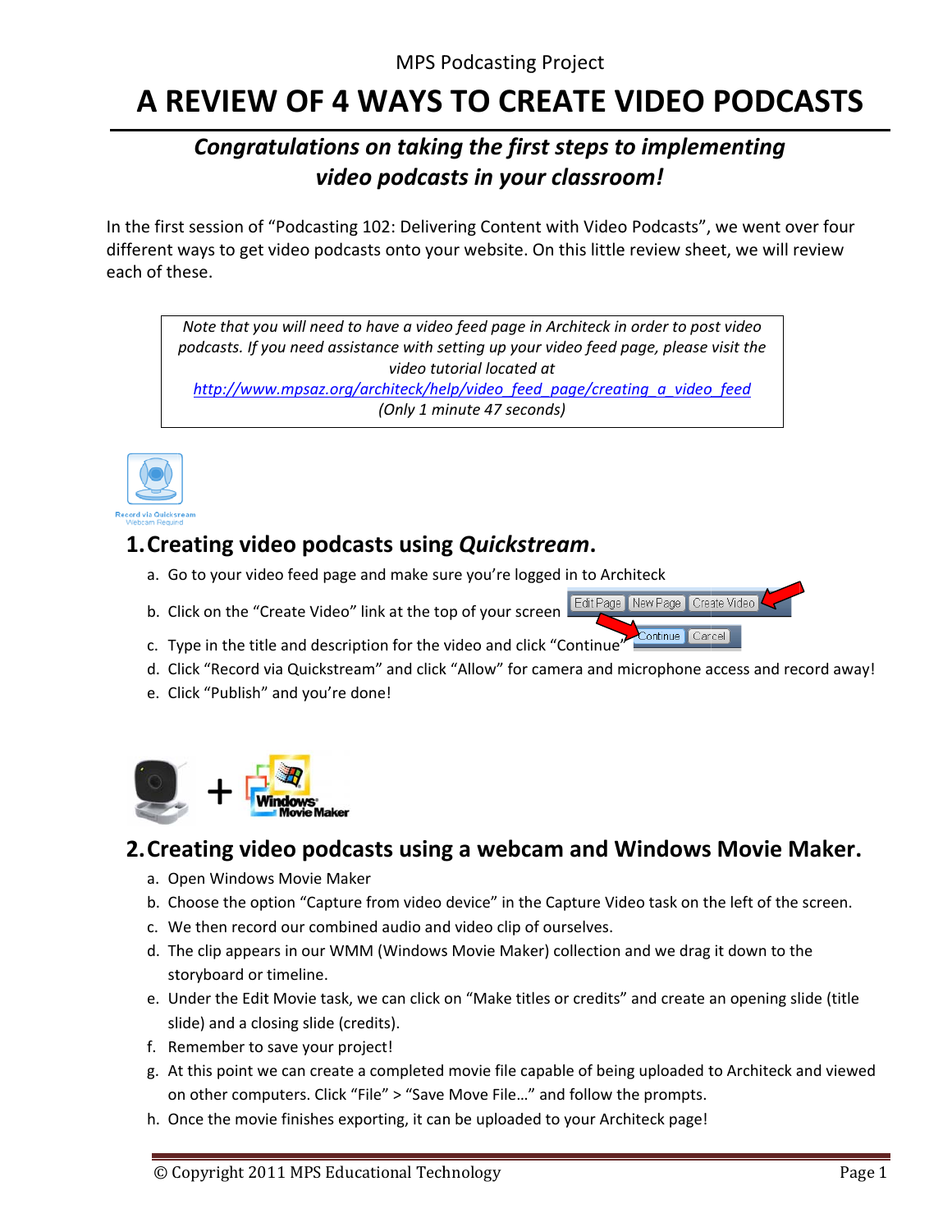MPS Podcasting Project

# A REVIEW OF 4 WAYS TO CREATE VIDEO PODCASTS

## *Congratulations on taking the first steps to implementing video podcasts in your classroom!*

In the first session of "Podcasting 102: Delivering Content with Video Podcasts", we went over four different ways to get video podcasts onto your website. On this little review sheet, we will review each of these.

> *Note that you will need to have a video feed page in Architeck in order to post video podcasts. If you need assistance with setting up your video feed page, please visit the video tutorial located at* [*http://www.mpsaz.org/architeck/help/video_feed_page/creating_a_video_feed*](http://www.mpsaz.org/architeck/help/video_feed_page/creating_a_video_feed) *(Only 1 minute 47 seconds)*

Record via Quickstream
Webcam Required

## 1. Creating video podcasts using *Quickstream*.

a. Go to your video feed page and make sure you're logged in to Architeck
b. Click on the "Create Video" link at the top of your screen
c. Type in the title and description for the video and click "Continue"
d. Click "Record via Quickstream" and click "Allow" for camera and microphone access and record away!
e. Click "Publish" and you're done!

## 2. Creating video podcasts using a webcam and Windows Movie Maker.

a. Open Windows Movie Maker
b. Choose the option "Capture from video device" in the Capture Video task on the left of the screen.
c. We then record our combined audio and video clip of ourselves.
d. The clip appears in our WMM (Windows Movie Maker) collection and we drag it down to the storyboard or timeline.
e. Under the Edit Movie task, we can click on "Make titles or credits" and create an opening slide (title slide) and a closing slide (credits).
f. Remember to save your project!
g. At this point we can create a completed movie file capable of being uploaded to Architeck and viewed on other computers. Click "File" > "Save Move File…" and follow the prompts.
h. Once the movie finishes exporting, it can be uploaded to your Architeck page!

© Copyright 2011 MPS Educational Technology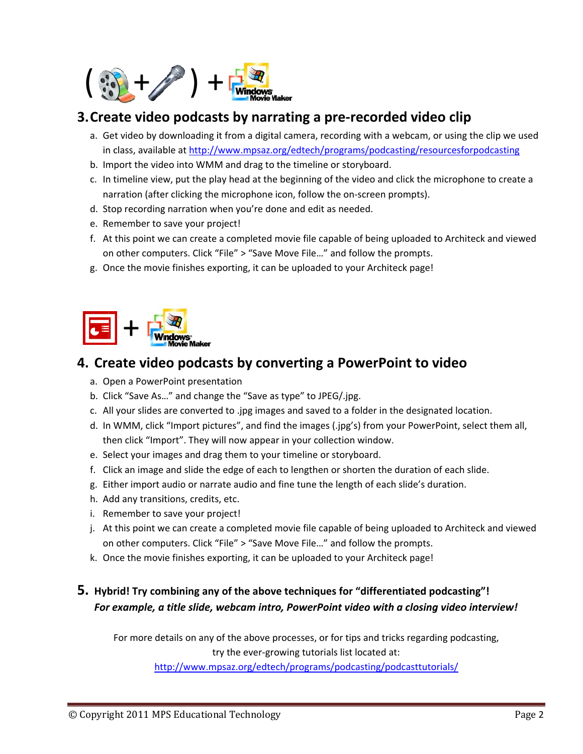## 3. Create video podcasts by narrating a pre-recorded video clip

a. Get video by downloading it from a digital camera, recording with a webcam, or using the clip we used in class, available at http://www.mpsaz.org/edtech/programs/podcasting/resourcesforpodcasting
b. Import the video into WMM and drag to the timeline or storyboard.
c. In timeline view, put the play head at the beginning of the video and click the microphone to create a narration (after clicking the microphone icon, follow the on-screen prompts).
d. Stop recording narration when you're done and edit as needed.
e. Remember to save your project!
f. At this point we can create a completed movie file capable of being uploaded to Architeck and viewed on other computers. Click "File" > "Save Move File…" and follow the prompts.
g. Once the movie finishes exporting, it can be uploaded to your Architeck page!

## 4. Create video podcasts by converting a PowerPoint to video

a. Open a PowerPoint presentation
b. Click "Save As…" and change the "Save as type" to JPEG/.jpg.
c. All your slides are converted to .jpg images and saved to a folder in the designated location.
d. In WMM, click "Import pictures", and find the images (.jpg's) from your PowerPoint, select them all, then click "Import". They will now appear in your collection window.
e. Select your images and drag them to your timeline or storyboard.
f. Click an image and slide the edge of each to lengthen or shorten the duration of each slide.
g. Either import audio or narrate audio and fine tune the length of each slide's duration.
h. Add any transitions, credits, etc.
i. Remember to save your project!
j. At this point we can create a completed movie file capable of being uploaded to Architeck and viewed on other computers. Click "File" > "Save Move File…" and follow the prompts.
k. Once the movie finishes exporting, it can be uploaded to your Architeck page!

**5. Hybrid! Try combining any of the above techniques for "differentiated podcasting"!**
***For example, a title slide, webcam intro, PowerPoint video with a closing video interview!***

For more details on any of the above processes, or for tips and tricks regarding podcasting, try the ever-growing tutorials list located at:
http://www.mpsaz.org/edtech/programs/podcasting/podcasttutorials/

© Copyright 2011 MPS Educational Technology